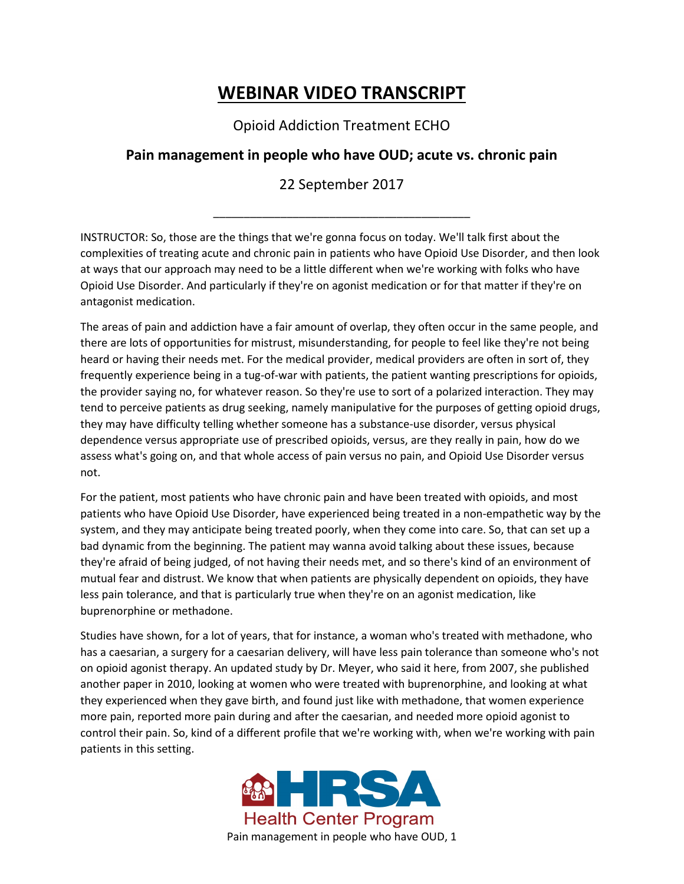# WEBINAR VIDEO TRANSCRIPT

Opioid Addiction Treatment ECHO

**Pain management in people who have OUD; acute vs. chronic pain**

22 September 2017

---

INSTRUCTOR: So, those are the things that we're gonna focus on today. We'll talk first about the complexities of treating acute and chronic pain in patients who have Opioid Use Disorder, and then look at ways that our approach may need to be a little different when we're working with folks who have Opioid Use Disorder. And particularly if they're on agonist medication or for that matter if they're on antagonist medication.

The areas of pain and addiction have a fair amount of overlap, they often occur in the same people, and there are lots of opportunities for mistrust, misunderstanding, for people to feel like they're not being heard or having their needs met. For the medical provider, medical providers are often in sort of, they frequently experience being in a tug-of-war with patients, the patient wanting prescriptions for opioids, the provider saying no, for whatever reason. So they're use to sort of a polarized interaction. They may tend to perceive patients as drug seeking, namely manipulative for the purposes of getting opioid drugs, they may have difficulty telling whether someone has a substance-use disorder, versus physical dependence versus appropriate use of prescribed opioids, versus, are they really in pain, how do we assess what's going on, and that whole access of pain versus no pain, and Opioid Use Disorder versus not.

For the patient, most patients who have chronic pain and have been treated with opioids, and most patients who have Opioid Use Disorder, have experienced being treated in a non-empathetic way by the system, and they may anticipate being treated poorly, when they come into care. So, that can set up a bad dynamic from the beginning. The patient may wanna avoid talking about these issues, because they're afraid of being judged, of not having their needs met, and so there's kind of an environment of mutual fear and distrust. We know that when patients are physically dependent on opioids, they have less pain tolerance, and that is particularly true when they're on an agonist medication, like buprenorphine or methadone.

Studies have shown, for a lot of years, that for instance, a woman who's treated with methadone, who has a caesarian, a surgery for a caesarian delivery, will have less pain tolerance than someone who's not on opioid agonist therapy. An updated study by Dr. Meyer, who said it here, from 2007, she published another paper in 2010, looking at women who were treated with buprenorphine, and looking at what they experienced when they gave birth, and found just like with methadone, that women experience more pain, reported more pain during and after the caesarian, and needed more opioid agonist to control their pain. So, kind of a different profile that we're working with, when we're working with pain patients in this setting.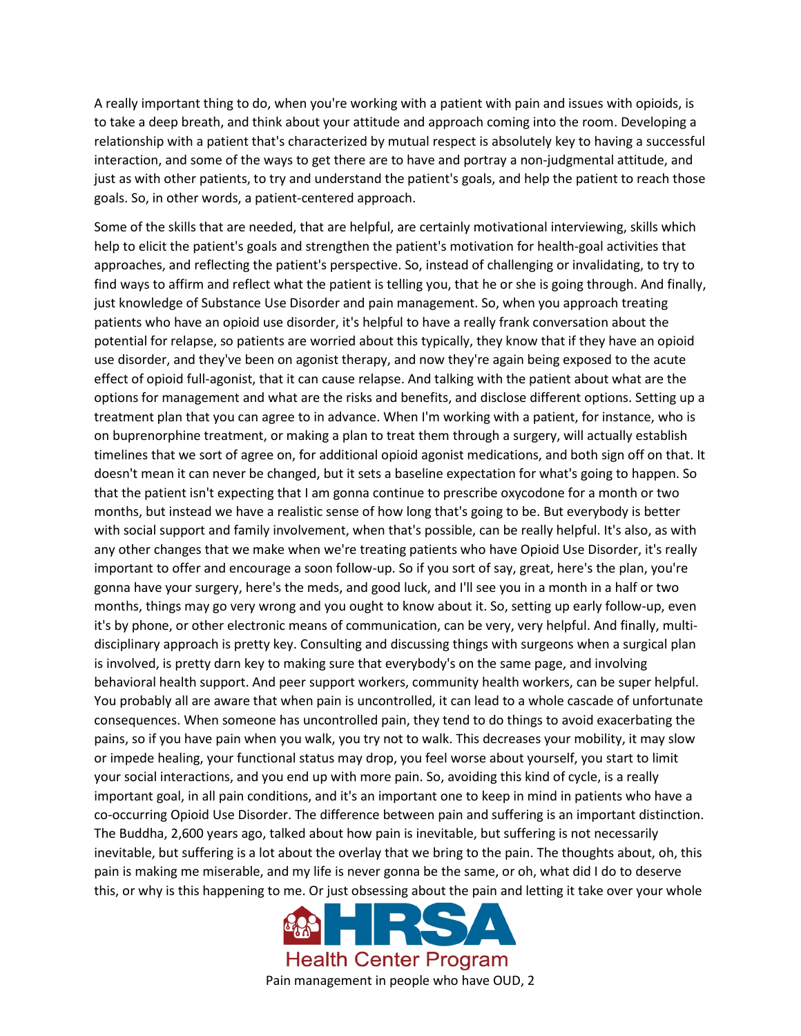A really important thing to do, when you're working with a patient with pain and issues with opioids, is to take a deep breath, and think about your attitude and approach coming into the room. Developing a relationship with a patient that's characterized by mutual respect is absolutely key to having a successful interaction, and some of the ways to get there are to have and portray a non-judgmental attitude, and just as with other patients, to try and understand the patient's goals, and help the patient to reach those goals. So, in other words, a patient-centered approach.

Some of the skills that are needed, that are helpful, are certainly motivational interviewing, skills which help to elicit the patient's goals and strengthen the patient's motivation for health-goal activities that approaches, and reflecting the patient's perspective. So, instead of challenging or invalidating, to try to find ways to affirm and reflect what the patient is telling you, that he or she is going through. And finally, just knowledge of Substance Use Disorder and pain management. So, when you approach treating patients who have an opioid use disorder, it's helpful to have a really frank conversation about the potential for relapse, so patients are worried about this typically, they know that if they have an opioid use disorder, and they've been on agonist therapy, and now they're again being exposed to the acute effect of opioid full-agonist, that it can cause relapse. And talking with the patient about what are the options for management and what are the risks and benefits, and disclose different options. Setting up a treatment plan that you can agree to in advance. When I'm working with a patient, for instance, who is on buprenorphine treatment, or making a plan to treat them through a surgery, will actually establish timelines that we sort of agree on, for additional opioid agonist medications, and both sign off on that. It doesn't mean it can never be changed, but it sets a baseline expectation for what's going to happen. So that the patient isn't expecting that I am gonna continue to prescribe oxycodone for a month or two months, but instead we have a realistic sense of how long that's going to be. But everybody is better with social support and family involvement, when that's possible, can be really helpful. It's also, as with any other changes that we make when we're treating patients who have Opioid Use Disorder, it's really important to offer and encourage a soon follow-up. So if you sort of say, great, here's the plan, you're gonna have your surgery, here's the meds, and good luck, and I'll see you in a month in a half or two months, things may go very wrong and you ought to know about it. So, setting up early follow-up, even it's by phone, or other electronic means of communication, can be very, very helpful. And finally, multi-disciplinary approach is pretty key. Consulting and discussing things with surgeons when a surgical plan is involved, is pretty darn key to making sure that everybody's on the same page, and involving behavioral health support. And peer support workers, community health workers, can be super helpful. You probably all are aware that when pain is uncontrolled, it can lead to a whole cascade of unfortunate consequences. When someone has uncontrolled pain, they tend to do things to avoid exacerbating the pains, so if you have pain when you walk, you try not to walk. This decreases your mobility, it may slow or impede healing, your functional status may drop, you feel worse about yourself, you start to limit your social interactions, and you end up with more pain. So, avoiding this kind of cycle, is a really important goal, in all pain conditions, and it's an important one to keep in mind in patients who have a co-occurring Opioid Use Disorder. The difference between pain and suffering is an important distinction. The Buddha, 2,600 years ago, talked about how pain is inevitable, but suffering is not necessarily inevitable, but suffering is a lot about the overlay that we bring to the pain. The thoughts about, oh, this pain is making me miserable, and my life is never gonna be the same, or oh, what did I do to deserve this, or why is this happening to me. Or just obsessing about the pain and letting it take over your whole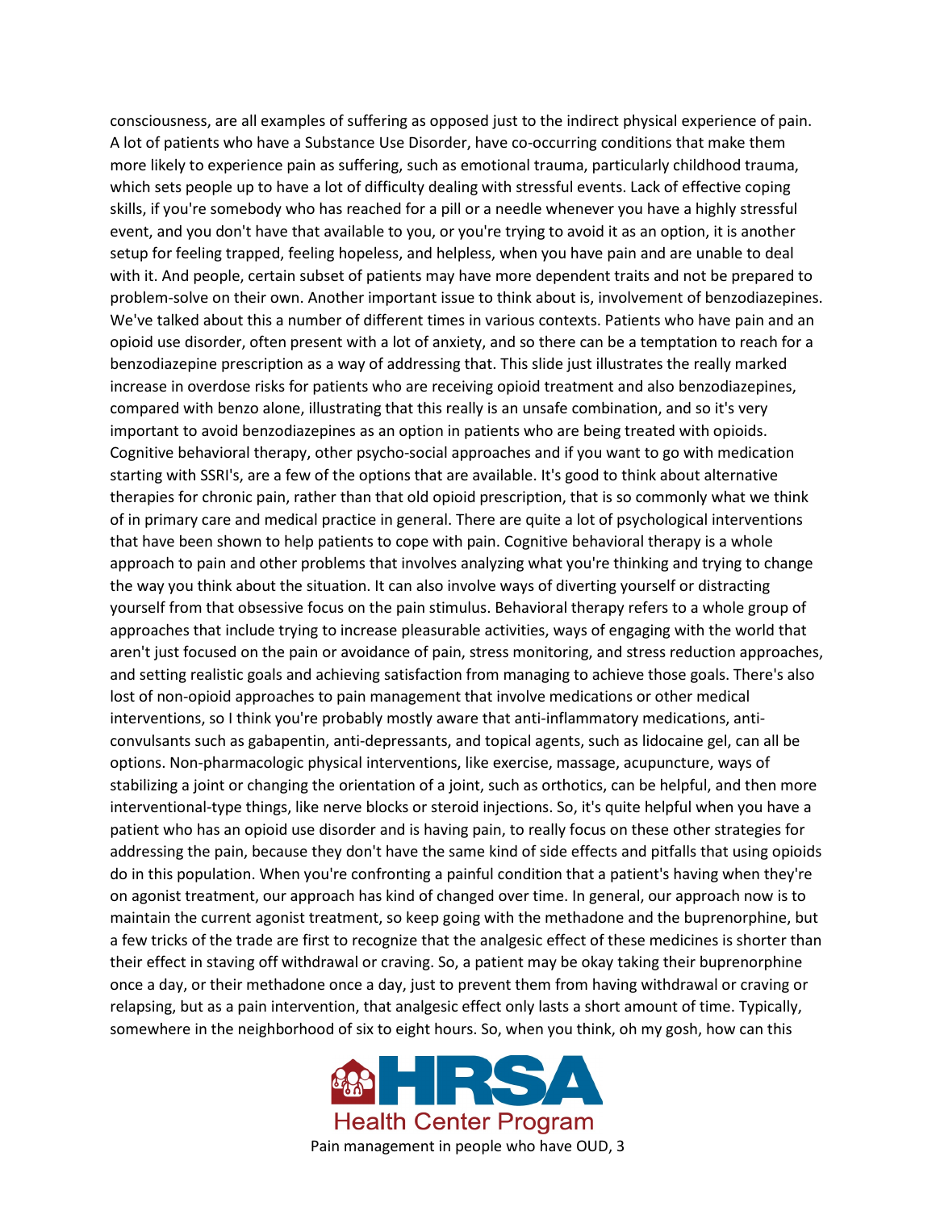consciousness, are all examples of suffering as opposed just to the indirect physical experience of pain. A lot of patients who have a Substance Use Disorder, have co-occurring conditions that make them more likely to experience pain as suffering, such as emotional trauma, particularly childhood trauma, which sets people up to have a lot of difficulty dealing with stressful events. Lack of effective coping skills, if you're somebody who has reached for a pill or a needle whenever you have a highly stressful event, and you don't have that available to you, or you're trying to avoid it as an option, it is another setup for feeling trapped, feeling hopeless, and helpless, when you have pain and are unable to deal with it. And people, certain subset of patients may have more dependent traits and not be prepared to problem-solve on their own. Another important issue to think about is, involvement of benzodiazepines. We've talked about this a number of different times in various contexts. Patients who have pain and an opioid use disorder, often present with a lot of anxiety, and so there can be a temptation to reach for a benzodiazepine prescription as a way of addressing that. This slide just illustrates the really marked increase in overdose risks for patients who are receiving opioid treatment and also benzodiazepines, compared with benzo alone, illustrating that this really is an unsafe combination, and so it's very important to avoid benzodiazepines as an option in patients who are being treated with opioids. Cognitive behavioral therapy, other psycho-social approaches and if you want to go with medication starting with SSRI's, are a few of the options that are available. It's good to think about alternative therapies for chronic pain, rather than that old opioid prescription, that is so commonly what we think of in primary care and medical practice in general. There are quite a lot of psychological interventions that have been shown to help patients to cope with pain. Cognitive behavioral therapy is a whole approach to pain and other problems that involves analyzing what you're thinking and trying to change the way you think about the situation. It can also involve ways of diverting yourself or distracting yourself from that obsessive focus on the pain stimulus. Behavioral therapy refers to a whole group of approaches that include trying to increase pleasurable activities, ways of engaging with the world that aren't just focused on the pain or avoidance of pain, stress monitoring, and stress reduction approaches, and setting realistic goals and achieving satisfaction from managing to achieve those goals. There's also lost of non-opioid approaches to pain management that involve medications or other medical interventions, so I think you're probably mostly aware that anti-inflammatory medications, anti-convulsants such as gabapentin, anti-depressants, and topical agents, such as lidocaine gel, can all be options. Non-pharmacologic physical interventions, like exercise, massage, acupuncture, ways of stabilizing a joint or changing the orientation of a joint, such as orthotics, can be helpful, and then more interventional-type things, like nerve blocks or steroid injections. So, it's quite helpful when you have a patient who has an opioid use disorder and is having pain, to really focus on these other strategies for addressing the pain, because they don't have the same kind of side effects and pitfalls that using opioids do in this population. When you're confronting a painful condition that a patient's having when they're on agonist treatment, our approach has kind of changed over time. In general, our approach now is to maintain the current agonist treatment, so keep going with the methadone and the buprenorphine, but a few tricks of the trade are first to recognize that the analgesic effect of these medicines is shorter than their effect in staving off withdrawal or craving. So, a patient may be okay taking their buprenorphine once a day, or their methadone once a day, just to prevent them from having withdrawal or craving or relapsing, but as a pain intervention, that analgesic effect only lasts a short amount of time. Typically, somewhere in the neighborhood of six to eight hours. So, when you think, oh my gosh, how can this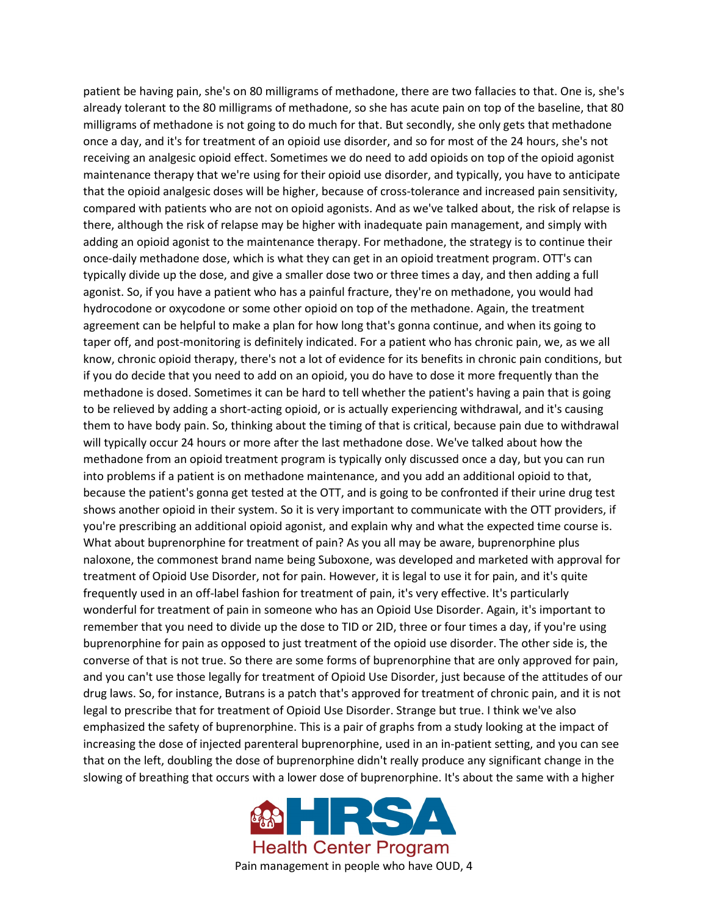patient be having pain, she's on 80 milligrams of methadone, there are two fallacies to that. One is, she's already tolerant to the 80 milligrams of methadone, so she has acute pain on top of the baseline, that 80 milligrams of methadone is not going to do much for that. But secondly, she only gets that methadone once a day, and it's for treatment of an opioid use disorder, and so for most of the 24 hours, she's not receiving an analgesic opioid effect. Sometimes we do need to add opioids on top of the opioid agonist maintenance therapy that we're using for their opioid use disorder, and typically, you have to anticipate that the opioid analgesic doses will be higher, because of cross-tolerance and increased pain sensitivity, compared with patients who are not on opioid agonists. And as we've talked about, the risk of relapse is there, although the risk of relapse may be higher with inadequate pain management, and simply with adding an opioid agonist to the maintenance therapy. For methadone, the strategy is to continue their once-daily methadone dose, which is what they can get in an opioid treatment program. OTT's can typically divide up the dose, and give a smaller dose two or three times a day, and then adding a full agonist. So, if you have a patient who has a painful fracture, they're on methadone, you would had hydrocodone or oxycodone or some other opioid on top of the methadone. Again, the treatment agreement can be helpful to make a plan for how long that's gonna continue, and when its going to taper off, and post-monitoring is definitely indicated. For a patient who has chronic pain, we, as we all know, chronic opioid therapy, there's not a lot of evidence for its benefits in chronic pain conditions, but if you do decide that you need to add on an opioid, you do have to dose it more frequently than the methadone is dosed. Sometimes it can be hard to tell whether the patient's having a pain that is going to be relieved by adding a short-acting opioid, or is actually experiencing withdrawal, and it's causing them to have body pain. So, thinking about the timing of that is critical, because pain due to withdrawal will typically occur 24 hours or more after the last methadone dose. We've talked about how the methadone from an opioid treatment program is typically only discussed once a day, but you can run into problems if a patient is on methadone maintenance, and you add an additional opioid to that, because the patient's gonna get tested at the OTT, and is going to be confronted if their urine drug test shows another opioid in their system. So it is very important to communicate with the OTT providers, if you're prescribing an additional opioid agonist, and explain why and what the expected time course is. What about buprenorphine for treatment of pain? As you all may be aware, buprenorphine plus naloxone, the commonest brand name being Suboxone, was developed and marketed with approval for treatment of Opioid Use Disorder, not for pain. However, it is legal to use it for pain, and it's quite frequently used in an off-label fashion for treatment of pain, it's very effective. It's particularly wonderful for treatment of pain in someone who has an Opioid Use Disorder. Again, it's important to remember that you need to divide up the dose to TID or 2ID, three or four times a day, if you're using buprenorphine for pain as opposed to just treatment of the opioid use disorder. The other side is, the converse of that is not true. So there are some forms of buprenorphine that are only approved for pain, and you can't use those legally for treatment of Opioid Use Disorder, just because of the attitudes of our drug laws. So, for instance, Butrans is a patch that's approved for treatment of chronic pain, and it is not legal to prescribe that for treatment of Opioid Use Disorder. Strange but true. I think we've also emphasized the safety of buprenorphine. This is a pair of graphs from a study looking at the impact of increasing the dose of injected parenteral buprenorphine, used in an in-patient setting, and you can see that on the left, doubling the dose of buprenorphine didn't really produce any significant change in the slowing of breathing that occurs with a lower dose of buprenorphine. It's about the same with a higher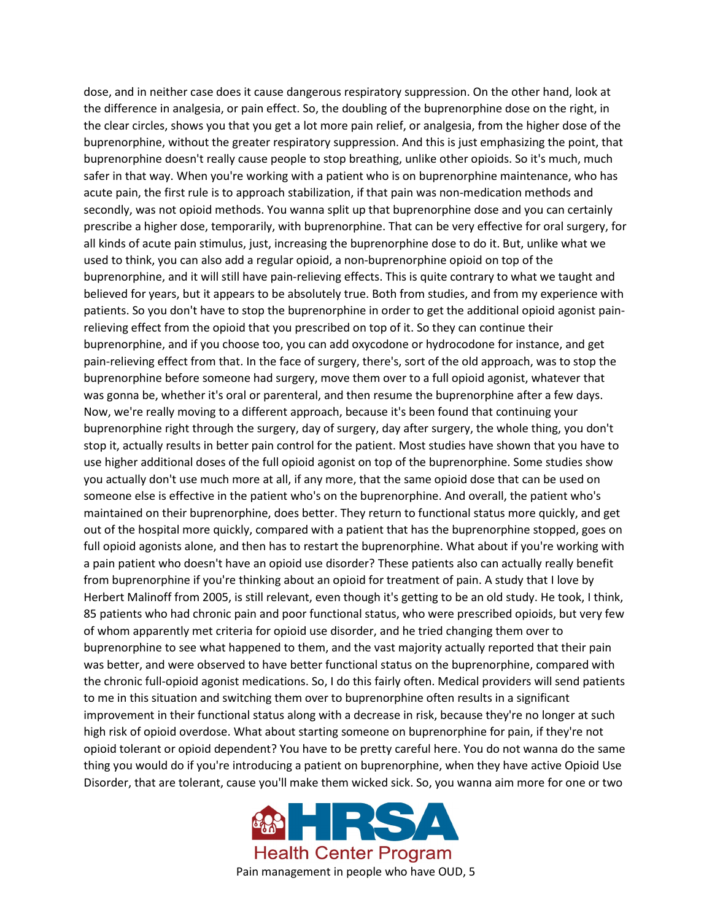dose, and in neither case does it cause dangerous respiratory suppression. On the other hand, look at the difference in analgesia, or pain effect. So, the doubling of the buprenorphine dose on the right, in the clear circles, shows you that you get a lot more pain relief, or analgesia, from the higher dose of the buprenorphine, without the greater respiratory suppression. And this is just emphasizing the point, that buprenorphine doesn't really cause people to stop breathing, unlike other opioids. So it's much, much safer in that way. When you're working with a patient who is on buprenorphine maintenance, who has acute pain, the first rule is to approach stabilization, if that pain was non-medication methods and secondly, was not opioid methods. You wanna split up that buprenorphine dose and you can certainly prescribe a higher dose, temporarily, with buprenorphine. That can be very effective for oral surgery, for all kinds of acute pain stimulus, just, increasing the buprenorphine dose to do it. But, unlike what we used to think, you can also add a regular opioid, a non-buprenorphine opioid on top of the buprenorphine, and it will still have pain-relieving effects. This is quite contrary to what we taught and believed for years, but it appears to be absolutely true. Both from studies, and from my experience with patients. So you don't have to stop the buprenorphine in order to get the additional opioid agonist pain-relieving effect from the opioid that you prescribed on top of it. So they can continue their buprenorphine, and if you choose too, you can add oxycodone or hydrocodone for instance, and get pain-relieving effect from that. In the face of surgery, there's, sort of the old approach, was to stop the buprenorphine before someone had surgery, move them over to a full opioid agonist, whatever that was gonna be, whether it's oral or parenteral, and then resume the buprenorphine after a few days. Now, we're really moving to a different approach, because it's been found that continuing your buprenorphine right through the surgery, day of surgery, day after surgery, the whole thing, you don't stop it, actually results in better pain control for the patient. Most studies have shown that you have to use higher additional doses of the full opioid agonist on top of the buprenorphine. Some studies show you actually don't use much more at all, if any more, that the same opioid dose that can be used on someone else is effective in the patient who's on the buprenorphine. And overall, the patient who's maintained on their buprenorphine, does better. They return to functional status more quickly, and get out of the hospital more quickly, compared with a patient that has the buprenorphine stopped, goes on full opioid agonists alone, and then has to restart the buprenorphine. What about if you're working with a pain patient who doesn't have an opioid use disorder? These patients also can actually really benefit from buprenorphine if you're thinking about an opioid for treatment of pain. A study that I love by Herbert Malinoff from 2005, is still relevant, even though it's getting to be an old study. He took, I think, 85 patients who had chronic pain and poor functional status, who were prescribed opioids, but very few of whom apparently met criteria for opioid use disorder, and he tried changing them over to buprenorphine to see what happened to them, and the vast majority actually reported that their pain was better, and were observed to have better functional status on the buprenorphine, compared with the chronic full-opioid agonist medications. So, I do this fairly often. Medical providers will send patients to me in this situation and switching them over to buprenorphine often results in a significant improvement in their functional status along with a decrease in risk, because they're no longer at such high risk of opioid overdose. What about starting someone on buprenorphine for pain, if they're not opioid tolerant or opioid dependent? You have to be pretty careful here. You do not wanna do the same thing you would do if you're introducing a patient on buprenorphine, when they have active Opioid Use Disorder, that are tolerant, cause you'll make them wicked sick. So, you wanna aim more for one or two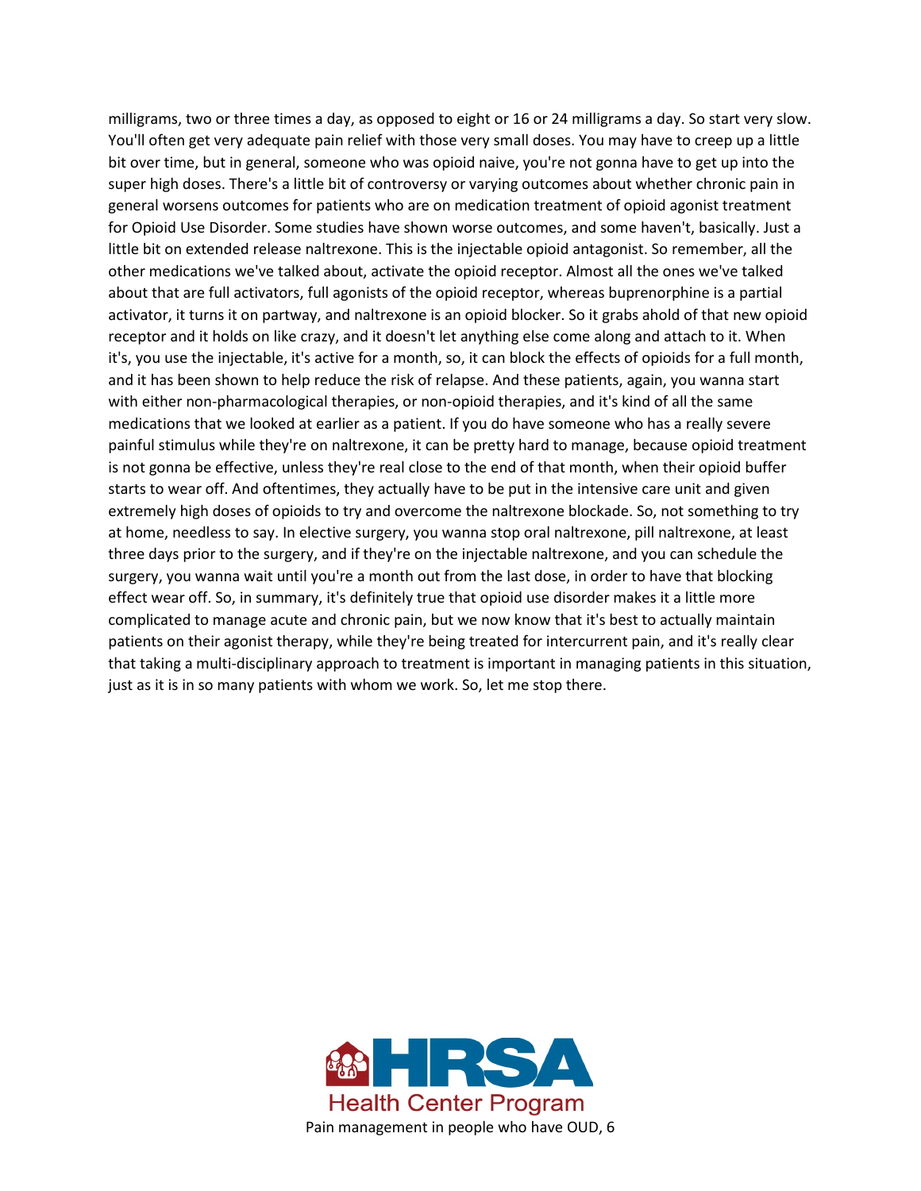milligrams, two or three times a day, as opposed to eight or 16 or 24 milligrams a day. So start very slow. You'll often get very adequate pain relief with those very small doses. You may have to creep up a little bit over time, but in general, someone who was opioid naive, you're not gonna have to get up into the super high doses. There's a little bit of controversy or varying outcomes about whether chronic pain in general worsens outcomes for patients who are on medication treatment of opioid agonist treatment for Opioid Use Disorder. Some studies have shown worse outcomes, and some haven't, basically. Just a little bit on extended release naltrexone. This is the injectable opioid antagonist. So remember, all the other medications we've talked about, activate the opioid receptor. Almost all the ones we've talked about that are full activators, full agonists of the opioid receptor, whereas buprenorphine is a partial activator, it turns it on partway, and naltrexone is an opioid blocker. So it grabs ahold of that new opioid receptor and it holds on like crazy, and it doesn't let anything else come along and attach to it. When it's, you use the injectable, it's active for a month, so, it can block the effects of opioids for a full month, and it has been shown to help reduce the risk of relapse. And these patients, again, you wanna start with either non-pharmacological therapies, or non-opioid therapies, and it's kind of all the same medications that we looked at earlier as a patient. If you do have someone who has a really severe painful stimulus while they're on naltrexone, it can be pretty hard to manage, because opioid treatment is not gonna be effective, unless they're real close to the end of that month, when their opioid buffer starts to wear off. And oftentimes, they actually have to be put in the intensive care unit and given extremely high doses of opioids to try and overcome the naltrexone blockade. So, not something to try at home, needless to say. In elective surgery, you wanna stop oral naltrexone, pill naltrexone, at least three days prior to the surgery, and if they're on the injectable naltrexone, and you can schedule the surgery, you wanna wait until you're a month out from the last dose, in order to have that blocking effect wear off. So, in summary, it's definitely true that opioid use disorder makes it a little more complicated to manage acute and chronic pain, but we now know that it's best to actually maintain patients on their agonist therapy, while they're being treated for intercurrent pain, and it's really clear that taking a multi-disciplinary approach to treatment is important in managing patients in this situation, just as it is in so many patients with whom we work. So, let me stop there.